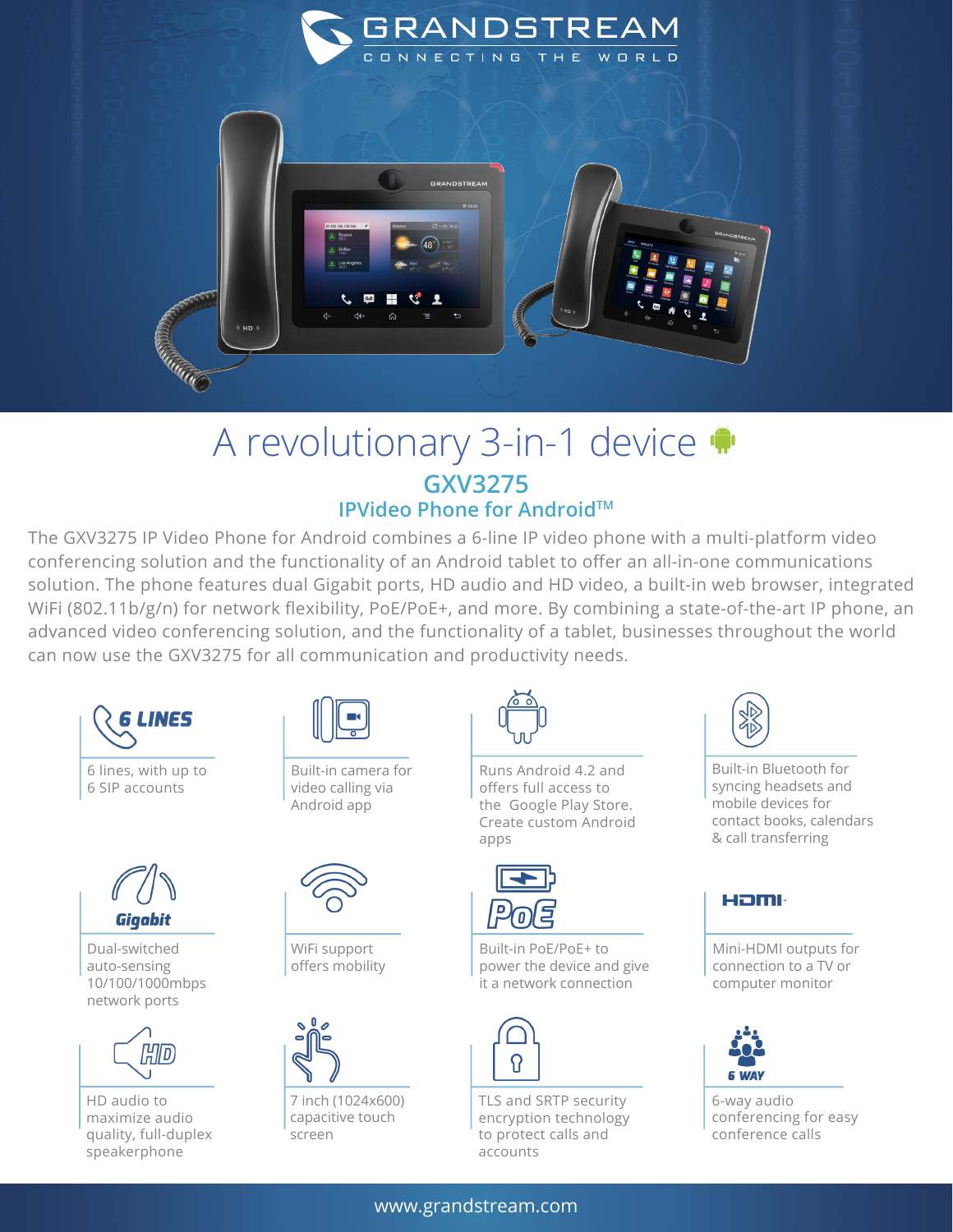GRANDSTREAM
CONNECTING THE WORLD

# A revolutionary 3-in-1 device

## GXV3275

### IPVideo Phone for Android™

The GXV3275 IP Video Phone for Android combines a 6-line IP video phone with a multi-platform video conferencing solution and the functionality of an Android tablet to offer an all-in-one communications solution. The phone features dual Gigabit ports, HD audio and HD video, a built-in web browser, integrated WiFi (802.11b/g/n) for network flexibility, PoE/PoE+, and more. By combining a state-of-the-art IP phone, an advanced video conferencing solution, and the functionality of a tablet, businesses throughout the world can now use the GXV3275 for all communication and productivity needs.

**6 LINES**
6 lines, with up to 6 SIP accounts

Built-in camera for video calling via Android app

Runs Android 4.2 and offers full access to the Google Play Store. Create custom Android apps

Built-in Bluetooth for syncing headsets and mobile devices for contact books, calendars & call transferring

**Gigabit**
Dual-switched auto-sensing 10/100/1000mbps network ports

WiFi support offers mobility

**PoE**
Built-in PoE/PoE+ to power the device and give it a network connection

**HDMI**
Mini-HDMI outputs for connection to a TV or computer monitor

**HD**
HD audio to maximize audio quality, full-duplex speakerphone

7 inch (1024x600) capacitive touch screen

TLS and SRTP security encryption technology to protect calls and accounts

**6 WAY**
6-way audio conferencing for easy conference calls

www.grandstream.com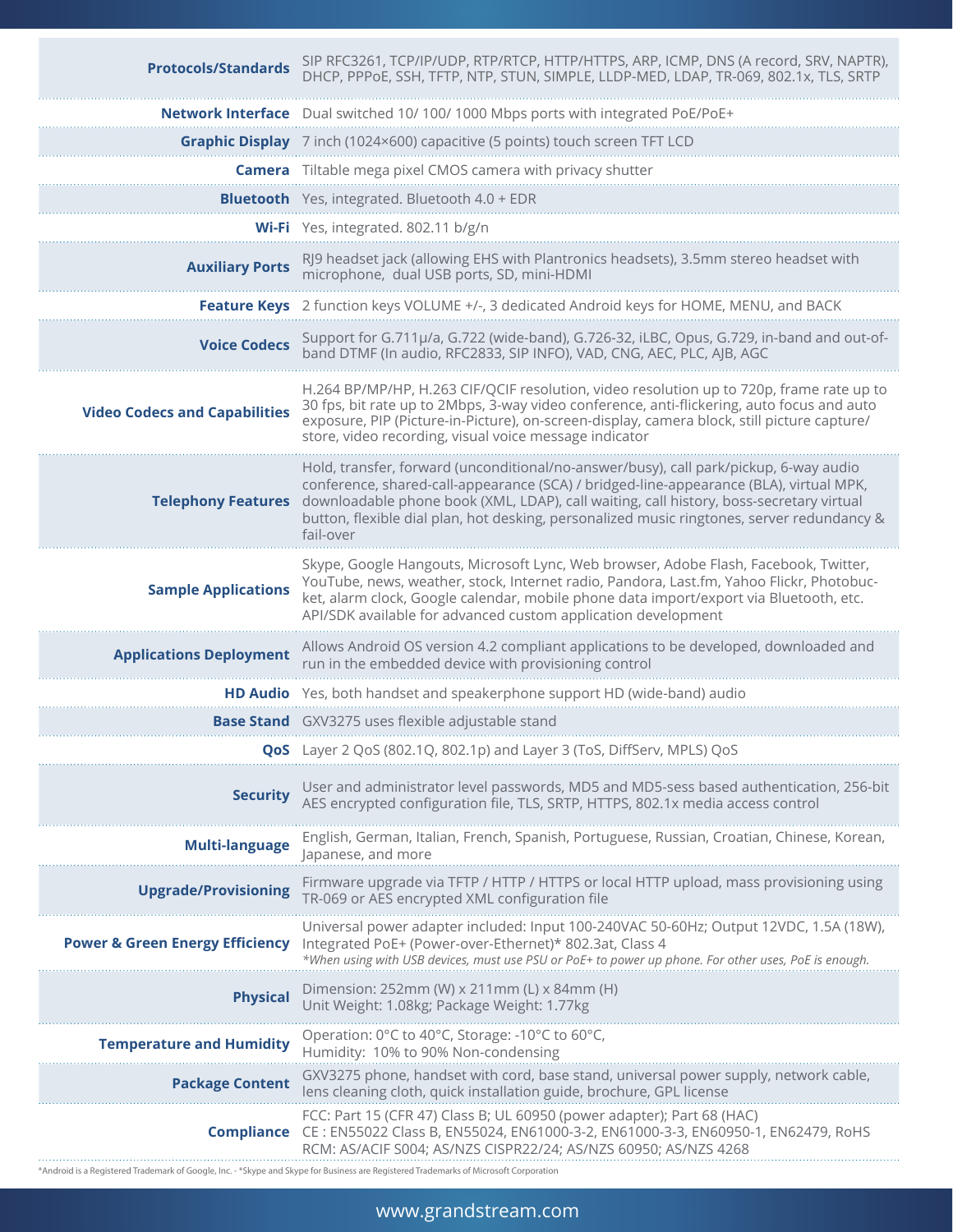| | |
|---|---|
| **Protocols/Standards** | SIP RFC3261, TCP/IP/UDP, RTP/RTCP, HTTP/HTTPS, ARP, ICMP, DNS (A record, SRV, NAPTR), DHCP, PPPoE, SSH, TFTP, NTP, STUN, SIMPLE, LLDP-MED, LDAP, TR-069, 802.1x, TLS, SRTP |
| **Network Interface** | Dual switched 10/ 100/ 1000 Mbps ports with integrated PoE/PoE+ |
| **Graphic Display** | 7 inch (1024×600) capacitive (5 points) touch screen TFT LCD |
| **Camera** | Tiltable mega pixel CMOS camera with privacy shutter |
| **Bluetooth** | Yes, integrated. Bluetooth 4.0 + EDR |
| **Wi-Fi** | Yes, integrated. 802.11 b/g/n |
| **Auxiliary Ports** | RJ9 headset jack (allowing EHS with Plantronics headsets), 3.5mm stereo headset with microphone, dual USB ports, SD, mini-HDMI |
| **Feature Keys** | 2 function keys VOLUME +/-, 3 dedicated Android keys for HOME, MENU, and BACK |
| **Voice Codecs** | Support for G.711µ/a, G.722 (wide-band), G.726-32, iLBC, Opus, G.729, in-band and out-of-band DTMF (In audio, RFC2833, SIP INFO), VAD, CNG, AEC, PLC, AJB, AGC |
| **Video Codecs and Capabilities** | H.264 BP/MP/HP, H.263 CIF/QCIF resolution, video resolution up to 720p, frame rate up to 30 fps, bit rate up to 2Mbps, 3-way video conference, anti-flickering, auto focus and auto exposure, PIP (Picture-in-Picture), on-screen-display, camera block, still picture capture/ store, video recording, visual voice message indicator |
| **Telephony Features** | Hold, transfer, forward (unconditional/no-answer/busy), call park/pickup, 6-way audio conference, shared-call-appearance (SCA) / bridged-line-appearance (BLA), virtual MPK, downloadable phone book (XML, LDAP), call waiting, call history, boss-secretary virtual button, flexible dial plan, hot desking, personalized music ringtones, server redundancy & fail-over |
| **Sample Applications** | Skype, Google Hangouts, Microsoft Lync, Web browser, Adobe Flash, Facebook, Twitter, YouTube, news, weather, stock, Internet radio, Pandora, Last.fm, Yahoo Flickr, Photobucket, alarm clock, Google calendar, mobile phone data import/export via Bluetooth, etc. API/SDK available for advanced custom application development |
| **Applications Deployment** | Allows Android OS version 4.2 compliant applications to be developed, downloaded and run in the embedded device with provisioning control |
| **HD Audio** | Yes, both handset and speakerphone support HD (wide-band) audio |
| **Base Stand** | GXV3275 uses flexible adjustable stand |
| **QoS** | Layer 2 QoS (802.1Q, 802.1p) and Layer 3 (ToS, DiffServ, MPLS) QoS |
| **Security** | User and administrator level passwords, MD5 and MD5-sess based authentication, 256-bit AES encrypted configuration file, TLS, SRTP, HTTPS, 802.1x media access control |
| **Multi-language** | English, German, Italian, French, Spanish, Portuguese, Russian, Croatian, Chinese, Korean, Japanese, and more |
| **Upgrade/Provisioning** | Firmware upgrade via TFTP / HTTP / HTTPS or local HTTP upload, mass provisioning using TR-069 or AES encrypted XML configuration file |
| **Power & Green Energy Efficiency** | Universal power adapter included: Input 100-240VAC 50-60Hz; Output 12VDC, 1.5A (18W), Integrated PoE+ (Power-over-Ethernet)* 802.3at, Class 4 *\*When using with USB devices, must use PSU or PoE+ to power up phone. For other uses, PoE is enough.* |
| **Physical** | Dimension: 252mm (W) x 211mm (L) x 84mm (H) Unit Weight: 1.08kg; Package Weight: 1.77kg |
| **Temperature and Humidity** | Operation: 0°C to 40°C, Storage: -10°C to 60°C, Humidity: 10% to 90% Non-condensing |
| **Package Content** | GXV3275 phone, handset with cord, base stand, universal power supply, network cable, lens cleaning cloth, quick installation guide, brochure, GPL license |
| **Compliance** | FCC: Part 15 (CFR 47) Class B; UL 60950 (power adapter); Part 68 (HAC) CE : EN55022 Class B, EN55024, EN61000-3-2, EN61000-3-3, EN60950-1, EN62479, RoHS RCM: AS/ACIF S004; AS/NZS CISPR22/24; AS/NZS 60950; AS/NZS 4268 |

*Android is a Registered Trademark of Google, Inc. - *Skype and Skype for Business are Registered Trademarks of Microsoft Corporation

www.grandstream.com